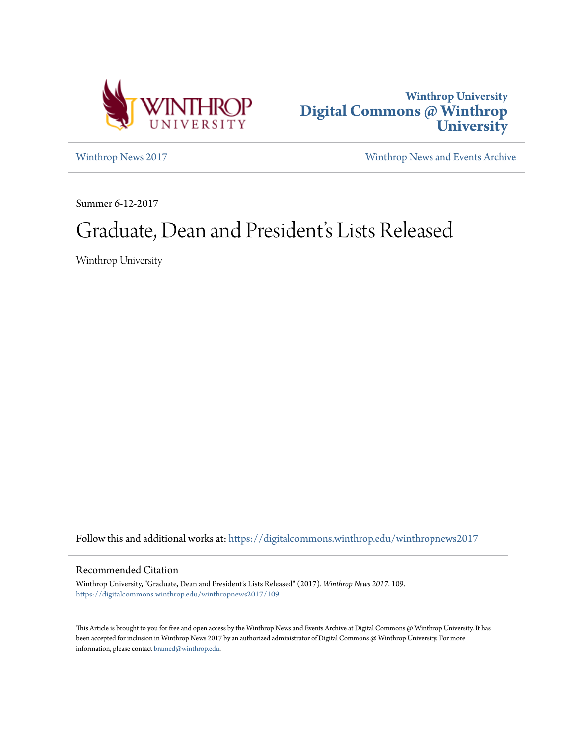Winthrop University
Digital Commons @ Winthrop University

Winthrop News 2017 | Winthrop News and Events Archive

Summer 6-12-2017

# Graduate, Dean and President's Lists Released

Winthrop University

Follow this and additional works at: https://digitalcommons.winthrop.edu/winthropnews2017

## Recommended Citation

Winthrop University, "Graduate, Dean and President's Lists Released" (2017). *Winthrop News 2017*. 109.
https://digitalcommons.winthrop.edu/winthropnews2017/109

This Article is brought to you for free and open access by the Winthrop News and Events Archive at Digital Commons @ Winthrop University. It has been accepted for inclusion in Winthrop News 2017 by an authorized administrator of Digital Commons @ Winthrop University. For more information, please contact bramed@winthrop.edu.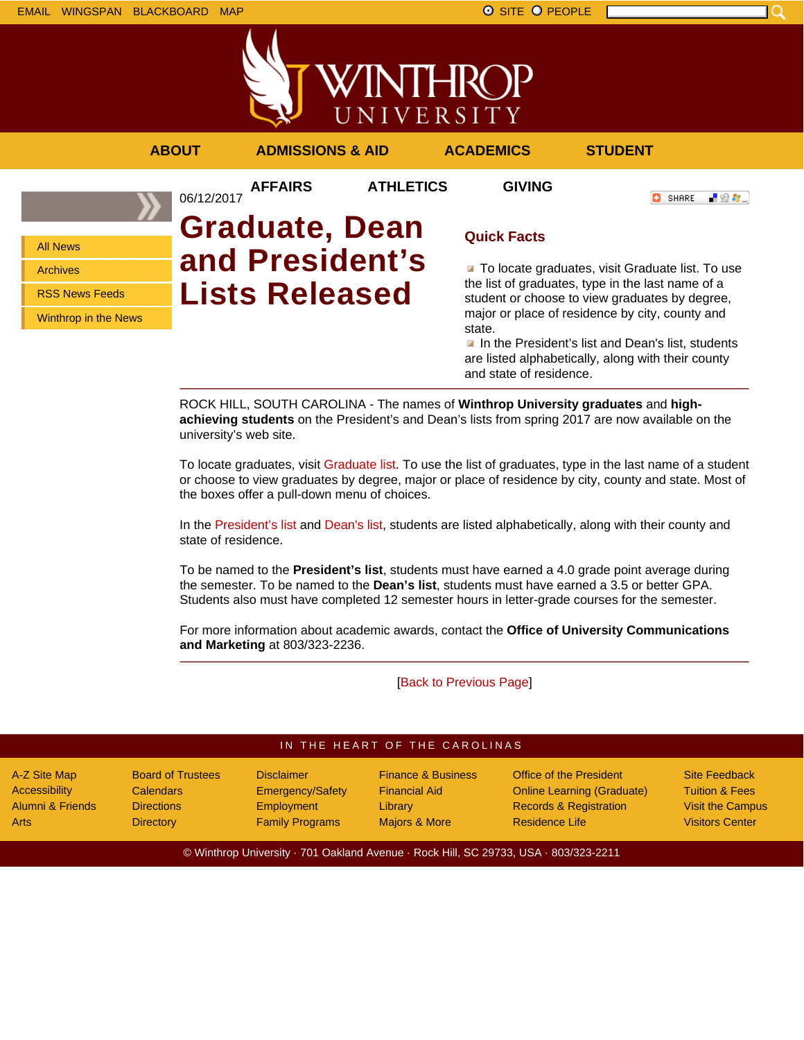EMAIL WINGSPAN BLACKBOARD MAP

SITE PEOPLE

WINTHROP UNIVERSITY

ABOUT | ADMISSIONS & AID | ACADEMICS | STUDENT AFFAIRS | ATHLETICS | GIVING

- All News
- Archives
- RSS News Feeds
- Winthrop in the News

06/12/2017

# Graduate, Dean and President's Lists Released

## Quick Facts

- To locate graduates, visit Graduate list. To use the list of graduates, type in the last name of a student or choose to view graduates by degree, major or place of residence by city, county and state.
- In the President's list and Dean's list, students are listed alphabetically, along with their county and state of residence.

ROCK HILL, SOUTH CAROLINA - The names of **Winthrop University graduates** and **high-achieving students** on the President's and Dean's lists from spring 2017 are now available on the university's web site.

To locate graduates, visit Graduate list. To use the list of graduates, type in the last name of a student or choose to view graduates by degree, major or place of residence by city, county and state. Most of the boxes offer a pull-down menu of choices.

In the President's list and Dean's list, students are listed alphabetically, along with their county and state of residence.

To be named to the **President's list**, students must have earned a 4.0 grade point average during the semester. To be named to the **Dean's list**, students must have earned a 3.5 or better GPA. Students also must have completed 12 semester hours in letter-grade courses for the semester.

For more information about academic awards, contact the **Office of University Communications and Marketing** at 803/323-2236.

[Back to Previous Page]

IN THE HEART OF THE CAROLINAS

A-Z Site Map
Accessibility
Alumni & Friends
Arts
Board of Trustees
Calendars
Directions
Directory
Disclaimer
Emergency/Safety
Employment
Family Programs
Finance & Business
Financial Aid
Library
Majors & More
Office of the President
Online Learning (Graduate)
Records & Registration
Residence Life
Site Feedback
Tuition & Fees
Visit the Campus
Visitors Center

© Winthrop University · 701 Oakland Avenue · Rock Hill, SC 29733, USA · 803/323-2211